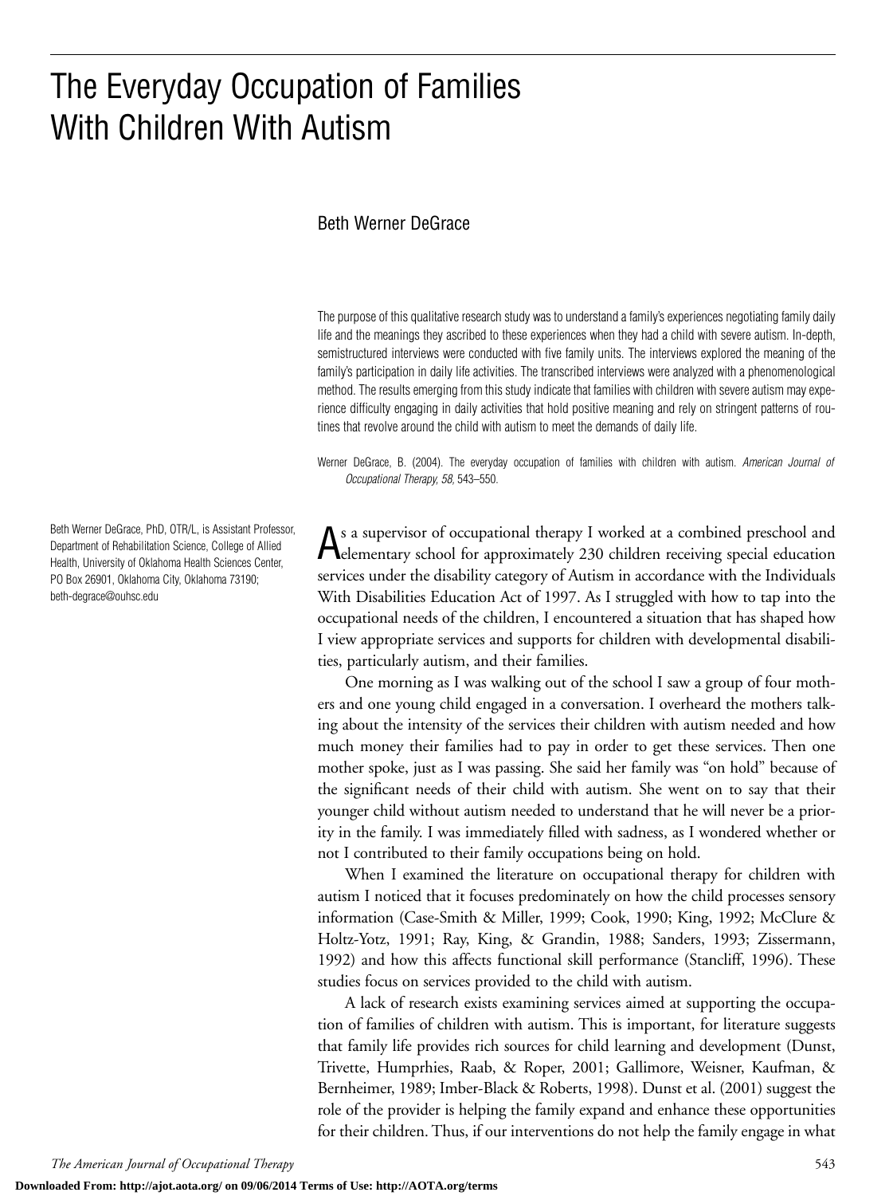# The Everyday Occupation of Families With Children With Autism

Beth Werner DeGrace

The purpose of this qualitative research study was to understand a family's experiences negotiating family daily life and the meanings they ascribed to these experiences when they had a child with severe autism. In-depth, semistructured interviews were conducted with five family units. The interviews explored the meaning of the family's participation in daily life activities. The transcribed interviews were analyzed with a phenomenological method. The results emerging from this study indicate that families with children with severe autism may experience difficulty engaging in daily activities that hold positive meaning and rely on stringent patterns of routines that revolve around the child with autism to meet the demands of daily life.

Werner DeGrace, B. (2004). The everyday occupation of families with children with autism. *American Journal of Occupational Therapy, 58,* 543–550.

Beth Werner DeGrace, PhD, OTR/L, is Assistant Professor, Department of Rehabilitation Science, College of Allied Health, University of Oklahoma Health Sciences Center, PO Box 26901, Oklahoma City, Oklahoma 73190; beth-degrace@ouhsc.edu

As a supervisor of occupational therapy I worked at a combined preschool and elementary school for approximately 230 children receiving special education services under the disability category of Autism in accordance with the Individuals With Disabilities Education Act of 1997. As I struggled with how to tap into the occupational needs of the children, I encountered a situation that has shaped how I view appropriate services and supports for children with developmental disabilities, particularly autism, and their families.

One morning as I was walking out of the school I saw a group of four mothers and one young child engaged in a conversation. I overheard the mothers talking about the intensity of the services their children with autism needed and how much money their families had to pay in order to get these services. Then one mother spoke, just as I was passing. She said her family was "on hold" because of the significant needs of their child with autism. She went on to say that their younger child without autism needed to understand that he will never be a priority in the family. I was immediately filled with sadness, as I wondered whether or not I contributed to their family occupations being on hold.

When I examined the literature on occupational therapy for children with autism I noticed that it focuses predominately on how the child processes sensory information (Case-Smith & Miller, 1999; Cook, 1990; King, 1992; McClure & Holtz-Yotz, 1991; Ray, King, & Grandin, 1988; Sanders, 1993; Zissermann, 1992) and how this affects functional skill performance (Stancliff, 1996). These studies focus on services provided to the child with autism.

A lack of research exists examining services aimed at supporting the occupation of families of children with autism. This is important, for literature suggests that family life provides rich sources for child learning and development (Dunst, Trivette, Humprhies, Raab, & Roper, 2001; Gallimore, Weisner, Kaufman, & Bernheimer, 1989; Imber-Black & Roberts, 1998). Dunst et al. (2001) suggest the role of the provider is helping the family expand and enhance these opportunities for their children. Thus, if our interventions do not help the family engage in what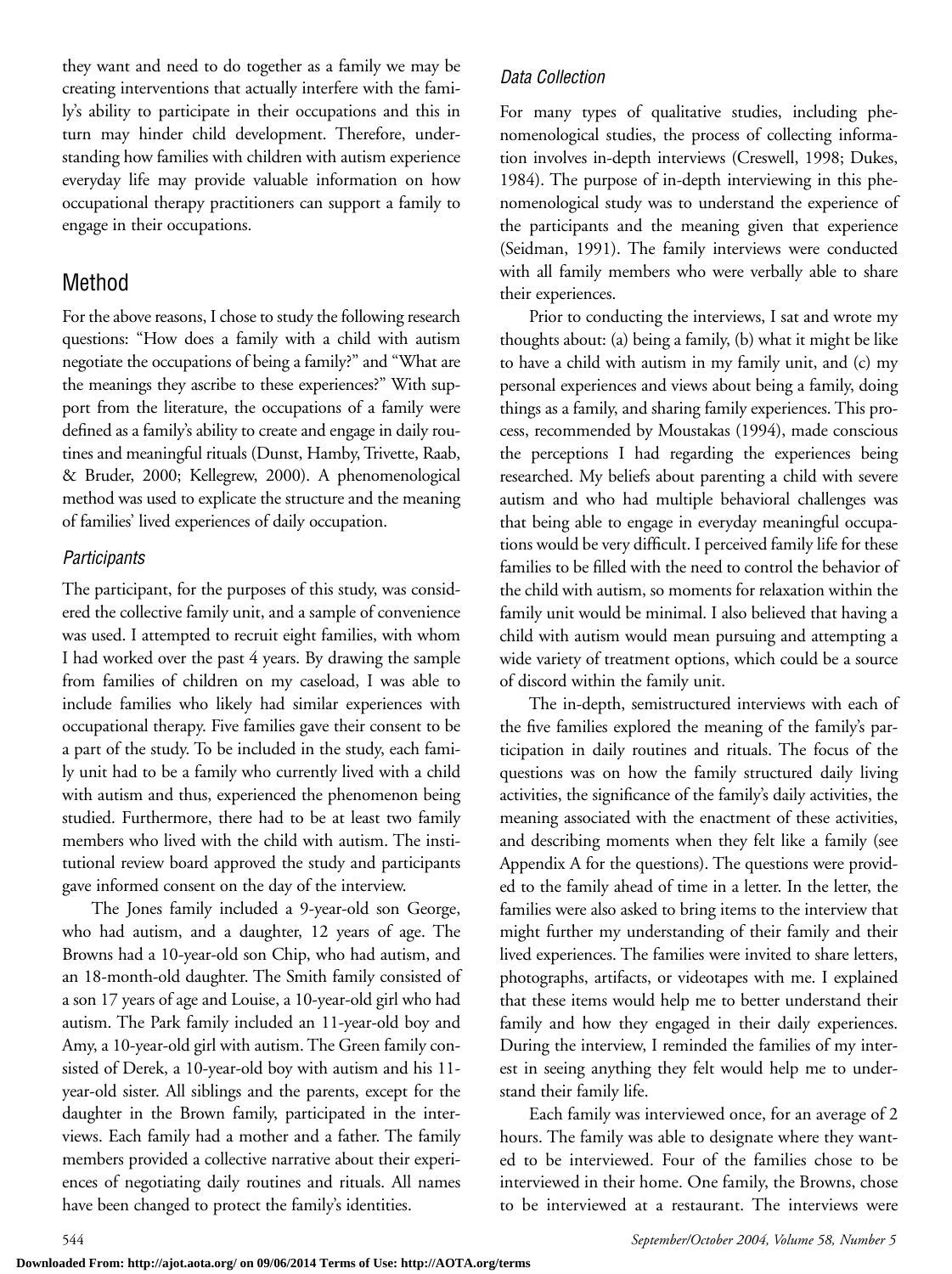they want and need to do together as a family we may be creating interventions that actually interfere with the family's ability to participate in their occupations and this in turn may hinder child development. Therefore, understanding how families with children with autism experience everyday life may provide valuable information on how occupational therapy practitioners can support a family to engage in their occupations.

## Method

For the above reasons, I chose to study the following research questions: "How does a family with a child with autism negotiate the occupations of being a family?" and "What are the meanings they ascribe to these experiences?" With support from the literature, the occupations of a family were defined as a family's ability to create and engage in daily routines and meaningful rituals (Dunst, Hamby, Trivette, Raab, & Bruder, 2000; Kellegrew, 2000). A phenomenological method was used to explicate the structure and the meaning of families' lived experiences of daily occupation.

### *Participants*

The participant, for the purposes of this study, was considered the collective family unit, and a sample of convenience was used. I attempted to recruit eight families, with whom I had worked over the past 4 years. By drawing the sample from families of children on my caseload, I was able to include families who likely had similar experiences with occupational therapy. Five families gave their consent to be a part of the study. To be included in the study, each family unit had to be a family who currently lived with a child with autism and thus, experienced the phenomenon being studied. Furthermore, there had to be at least two family members who lived with the child with autism. The institutional review board approved the study and participants gave informed consent on the day of the interview.

The Jones family included a 9-year-old son George, who had autism, and a daughter, 12 years of age. The Browns had a 10-year-old son Chip, who had autism, and an 18-month-old daughter. The Smith family consisted of a son 17 years of age and Louise, a 10-year-old girl who had autism. The Park family included an 11-year-old boy and Amy, a 10-year-old girl with autism. The Green family consisted of Derek, a 10-year-old boy with autism and his 11-year-old sister. All siblings and the parents, except for the daughter in the Brown family, participated in the interviews. Each family had a mother and a father. The family members provided a collective narrative about their experiences of negotiating daily routines and rituals. All names have been changed to protect the family's identities.

### *Data Collection*

For many types of qualitative studies, including phenomenological studies, the process of collecting information involves in-depth interviews (Creswell, 1998; Dukes, 1984). The purpose of in-depth interviewing in this phenomenological study was to understand the experience of the participants and the meaning given that experience (Seidman, 1991). The family interviews were conducted with all family members who were verbally able to share their experiences.

Prior to conducting the interviews, I sat and wrote my thoughts about: (a) being a family, (b) what it might be like to have a child with autism in my family unit, and (c) my personal experiences and views about being a family, doing things as a family, and sharing family experiences. This process, recommended by Moustakas (1994), made conscious the perceptions I had regarding the experiences being researched. My beliefs about parenting a child with severe autism and who had multiple behavioral challenges was that being able to engage in everyday meaningful occupations would be very difficult. I perceived family life for these families to be filled with the need to control the behavior of the child with autism, so moments for relaxation within the family unit would be minimal. I also believed that having a child with autism would mean pursuing and attempting a wide variety of treatment options, which could be a source of discord within the family unit.

The in-depth, semistructured interviews with each of the five families explored the meaning of the family's participation in daily routines and rituals. The focus of the questions was on how the family structured daily living activities, the significance of the family's daily activities, the meaning associated with the enactment of these activities, and describing moments when they felt like a family (see Appendix A for the questions). The questions were provided to the family ahead of time in a letter. In the letter, the families were also asked to bring items to the interview that might further my understanding of their family and their lived experiences. The families were invited to share letters, photographs, artifacts, or videotapes with me. I explained that these items would help me to better understand their family and how they engaged in their daily experiences. During the interview, I reminded the families of my interest in seeing anything they felt would help me to understand their family life.

Each family was interviewed once, for an average of 2 hours. The family was able to designate where they wanted to be interviewed. Four of the families chose to be interviewed in their home. One family, the Browns, chose to be interviewed at a restaurant. The interviews were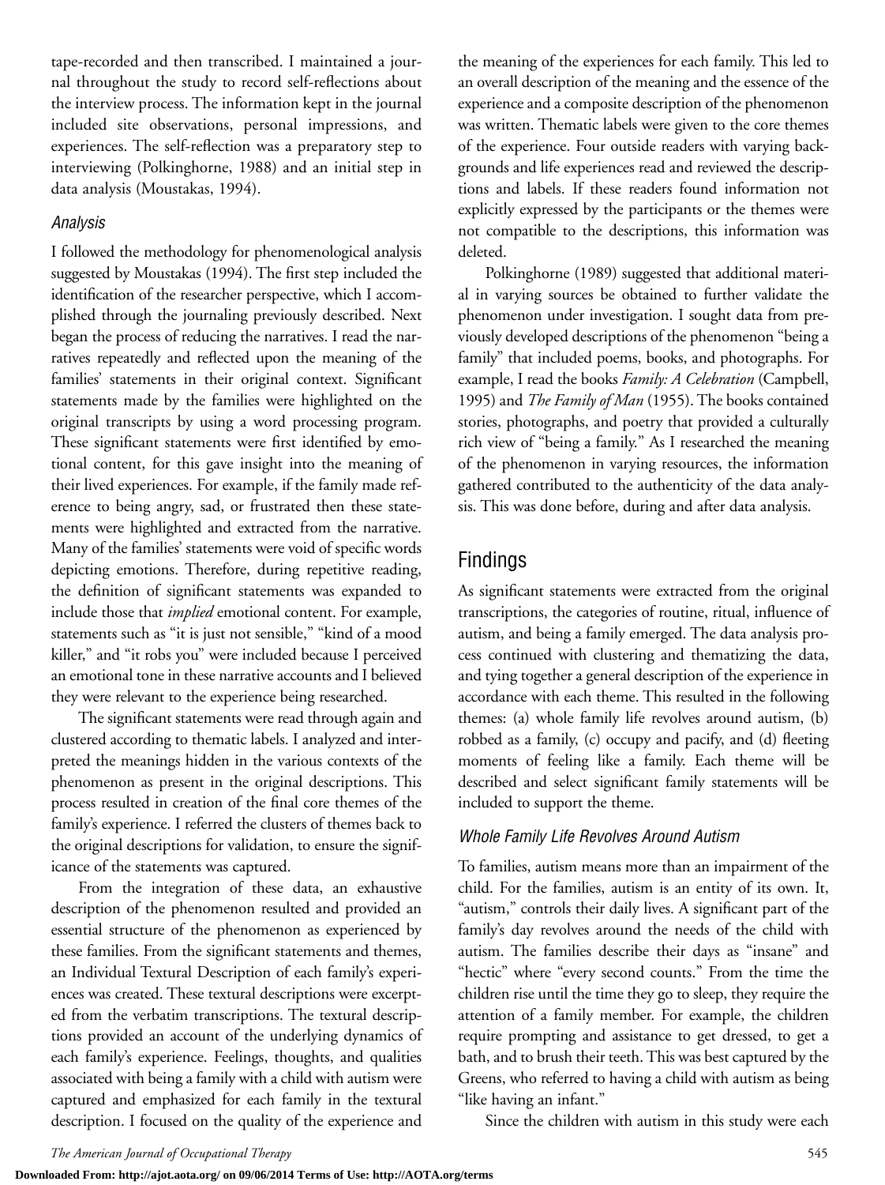tape-recorded and then transcribed. I maintained a journal throughout the study to record self-reflections about the interview process. The information kept in the journal included site observations, personal impressions, and experiences. The self-reflection was a preparatory step to interviewing (Polkinghorne, 1988) and an initial step in data analysis (Moustakas, 1994).

### *Analysis*

I followed the methodology for phenomenological analysis suggested by Moustakas (1994). The first step included the identification of the researcher perspective, which I accomplished through the journaling previously described. Next began the process of reducing the narratives. I read the narratives repeatedly and reflected upon the meaning of the families' statements in their original context. Significant statements made by the families were highlighted on the original transcripts by using a word processing program. These significant statements were first identified by emotional content, for this gave insight into the meaning of their lived experiences. For example, if the family made reference to being angry, sad, or frustrated then these statements were highlighted and extracted from the narrative. Many of the families' statements were void of specific words depicting emotions. Therefore, during repetitive reading, the definition of significant statements was expanded to include those that *implied* emotional content. For example, statements such as "it is just not sensible," "kind of a mood killer," and "it robs you" were included because I perceived an emotional tone in these narrative accounts and I believed they were relevant to the experience being researched.

The significant statements were read through again and clustered according to thematic labels. I analyzed and interpreted the meanings hidden in the various contexts of the phenomenon as present in the original descriptions. This process resulted in creation of the final core themes of the family's experience. I referred the clusters of themes back to the original descriptions for validation, to ensure the significance of the statements was captured.

From the integration of these data, an exhaustive description of the phenomenon resulted and provided an essential structure of the phenomenon as experienced by these families. From the significant statements and themes, an Individual Textural Description of each family's experiences was created. These textural descriptions were excerpted from the verbatim transcriptions. The textural descriptions provided an account of the underlying dynamics of each family's experience. Feelings, thoughts, and qualities associated with being a family with a child with autism were captured and emphasized for each family in the textural description. I focused on the quality of the experience and the meaning of the experiences for each family. This led to an overall description of the meaning and the essence of the experience and a composite description of the phenomenon was written. Thematic labels were given to the core themes of the experience. Four outside readers with varying backgrounds and life experiences read and reviewed the descriptions and labels. If these readers found information not explicitly expressed by the participants or the themes were not compatible to the descriptions, this information was deleted.

Polkinghorne (1989) suggested that additional material in varying sources be obtained to further validate the phenomenon under investigation. I sought data from previously developed descriptions of the phenomenon "being a family" that included poems, books, and photographs. For example, I read the books *Family: A Celebration* (Campbell, 1995) and *The Family of Man* (1955). The books contained stories, photographs, and poetry that provided a culturally rich view of "being a family." As I researched the meaning of the phenomenon in varying resources, the information gathered contributed to the authenticity of the data analysis. This was done before, during and after data analysis.

## Findings

As significant statements were extracted from the original transcriptions, the categories of routine, ritual, influence of autism, and being a family emerged. The data analysis process continued with clustering and thematizing the data, and tying together a general description of the experience in accordance with each theme. This resulted in the following themes: (a) whole family life revolves around autism, (b) robbed as a family, (c) occupy and pacify, and (d) fleeting moments of feeling like a family. Each theme will be described and select significant family statements will be included to support the theme.

### *Whole Family Life Revolves Around Autism*

To families, autism means more than an impairment of the child. For the families, autism is an entity of its own. It, "autism," controls their daily lives. A significant part of the family's day revolves around the needs of the child with autism. The families describe their days as "insane" and "hectic" where "every second counts." From the time the children rise until the time they go to sleep, they require the attention of a family member. For example, the children require prompting and assistance to get dressed, to get a bath, and to brush their teeth. This was best captured by the Greens, who referred to having a child with autism as being "like having an infant."

Since the children with autism in this study were each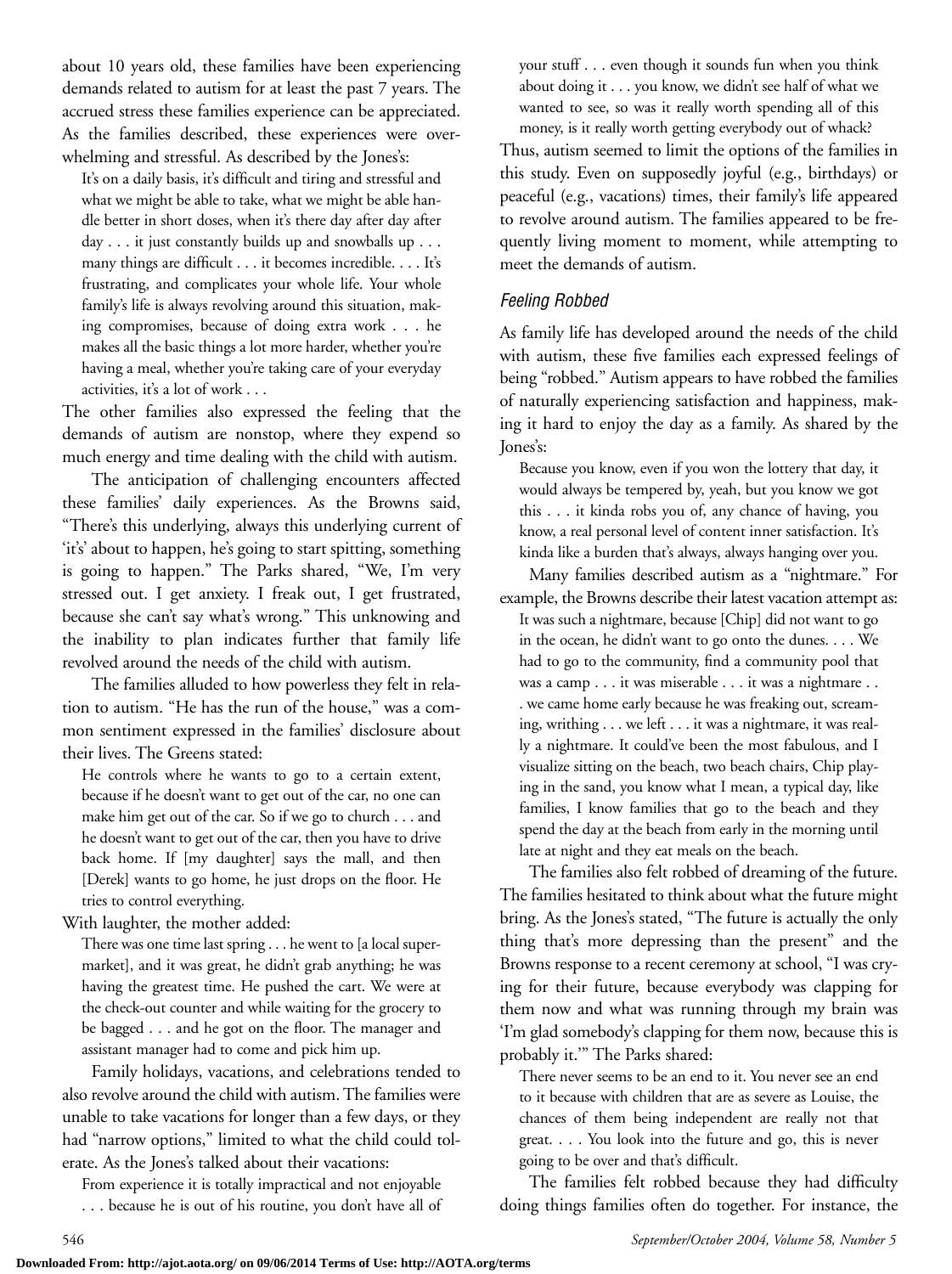about 10 years old, these families have been experiencing demands related to autism for at least the past 7 years. The accrued stress these families experience can be appreciated. As the families described, these experiences were overwhelming and stressful. As described by the Jones's:

> It's on a daily basis, it's difficult and tiring and stressful and what we might be able to take, what we might be able handle better in short doses, when it's there day after day after day . . . it just constantly builds up and snowballs up . . . many things are difficult . . . it becomes incredible. . . . It's frustrating, and complicates your whole life. Your whole family's life is always revolving around this situation, making compromises, because of doing extra work . . . he makes all the basic things a lot more harder, whether you're having a meal, whether you're taking care of your everyday activities, it's a lot of work . . .

The other families also expressed the feeling that the demands of autism are nonstop, where they expend so much energy and time dealing with the child with autism.

The anticipation of challenging encounters affected these families' daily experiences. As the Browns said, "There's this underlying, always this underlying current of 'it's' about to happen, he's going to start spitting, something is going to happen." The Parks shared, "We, I'm very stressed out. I get anxiety. I freak out, I get frustrated, because she can't say what's wrong." This unknowing and the inability to plan indicates further that family life revolved around the needs of the child with autism.

The families alluded to how powerless they felt in relation to autism. "He has the run of the house," was a common sentiment expressed in the families' disclosure about their lives. The Greens stated:

> He controls where he wants to go to a certain extent, because if he doesn't want to get out of the car, no one can make him get out of the car. So if we go to church . . . and he doesn't want to get out of the car, then you have to drive back home. If [my daughter] says the mall, and then [Derek] wants to go home, he just drops on the floor. He tries to control everything.

With laughter, the mother added:

> There was one time last spring . . . he went to [a local supermarket], and it was great, he didn't grab anything; he was having the greatest time. He pushed the cart. We were at the check-out counter and while waiting for the grocery to be bagged . . . and he got on the floor. The manager and assistant manager had to come and pick him up.

Family holidays, vacations, and celebrations tended to also revolve around the child with autism. The families were unable to take vacations for longer than a few days, or they had "narrow options," limited to what the child could tolerate. As the Jones's talked about their vacations:

> From experience it is totally impractical and not enjoyable . . . because he is out of his routine, you don't have all of your stuff . . . even though it sounds fun when you think about doing it . . . you know, we didn't see half of what we wanted to see, so was it really worth spending all of this money, is it really worth getting everybody out of whack?

Thus, autism seemed to limit the options of the families in this study. Even on supposedly joyful (e.g., birthdays) or peaceful (e.g., vacations) times, their family's life appeared to revolve around autism. The families appeared to be frequently living moment to moment, while attempting to meet the demands of autism.

### *Feeling Robbed*

As family life has developed around the needs of the child with autism, these five families each expressed feelings of being "robbed." Autism appears to have robbed the families of naturally experiencing satisfaction and happiness, making it hard to enjoy the day as a family. As shared by the Jones's:

> Because you know, even if you won the lottery that day, it would always be tempered by, yeah, but you know we got this . . . it kinda robs you of, any chance of having, you know, a real personal level of content inner satisfaction. It's kinda like a burden that's always, always hanging over you.

Many families described autism as a "nightmare." For example, the Browns describe their latest vacation attempt as:

> It was such a nightmare, because [Chip] did not want to go in the ocean, he didn't want to go onto the dunes. . . . We had to go to the community, find a community pool that was a camp . . . it was miserable . . . it was a nightmare . . . we came home early because he was freaking out, screaming, writhing . . . we left . . . it was a nightmare, it was really a nightmare. It could've been the most fabulous, and I visualize sitting on the beach, two beach chairs, Chip playing in the sand, you know what I mean, a typical day, like families, I know families that go to the beach and they spend the day at the beach from early in the morning until late at night and they eat meals on the beach.

The families also felt robbed of dreaming of the future. The families hesitated to think about what the future might bring. As the Jones's stated, "The future is actually the only thing that's more depressing than the present" and the Browns response to a recent ceremony at school, "I was crying for their future, because everybody was clapping for them now and what was running through my brain was 'I'm glad somebody's clapping for them now, because this is probably it.'" The Parks shared:

> There never seems to be an end to it. You never see an end to it because with children that are as severe as Louise, the chances of them being independent are really not that great. . . . You look into the future and go, this is never going to be over and that's difficult.

The families felt robbed because they had difficulty doing things families often do together. For instance, the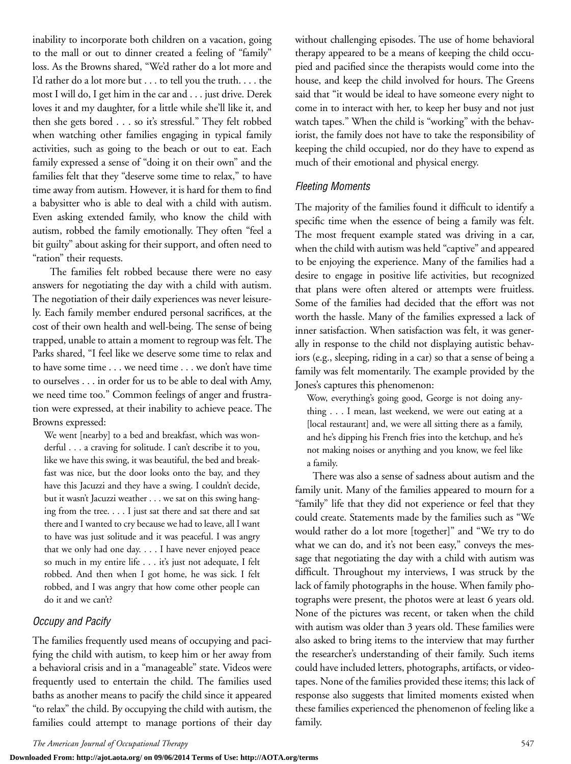inability to incorporate both children on a vacation, going to the mall or out to dinner created a feeling of "family" loss. As the Browns shared, "We'd rather do a lot more and I'd rather do a lot more but . . . to tell you the truth. . . . the most I will do, I get him in the car and . . . just drive. Derek loves it and my daughter, for a little while she'll like it, and then she gets bored . . . so it's stressful." They felt robbed when watching other families engaging in typical family activities, such as going to the beach or out to eat. Each family expressed a sense of "doing it on their own" and the families felt that they "deserve some time to relax," to have time away from autism. However, it is hard for them to find a babysitter who is able to deal with a child with autism. Even asking extended family, who know the child with autism, robbed the family emotionally. They often "feel a bit guilty" about asking for their support, and often need to "ration" their requests.

The families felt robbed because there were no easy answers for negotiating the day with a child with autism. The negotiation of their daily experiences was never leisurely. Each family member endured personal sacrifices, at the cost of their own health and well-being. The sense of being trapped, unable to attain a moment to regroup was felt. The Parks shared, "I feel like we deserve some time to relax and to have some time . . . we need time . . . we don't have time to ourselves . . . in order for us to be able to deal with Amy, we need time too." Common feelings of anger and frustration were expressed, at their inability to achieve peace. The Browns expressed:

> We went [nearby] to a bed and breakfast, which was wonderful . . . a craving for solitude. I can't describe it to you, like we have this swing, it was beautiful, the bed and breakfast was nice, but the door looks onto the bay, and they have this Jacuzzi and they have a swing. I couldn't decide, but it wasn't Jacuzzi weather . . . we sat on this swing hanging from the tree. . . . I just sat there and sat there and sat there and I wanted to cry because we had to leave, all I want to have was just solitude and it was peaceful. I was angry that we only had one day. . . . I have never enjoyed peace so much in my entire life . . . it's just not adequate, I felt robbed. And then when I got home, he was sick. I felt robbed, and I was angry that how come other people can do it and we can't?

### *Occupy and Pacify*

The families frequently used means of occupying and pacifying the child with autism, to keep him or her away from a behavioral crisis and in a "manageable" state. Videos were frequently used to entertain the child. The families used baths as another means to pacify the child since it appeared "to relax" the child. By occupying the child with autism, the families could attempt to manage portions of their day without challenging episodes. The use of home behavioral therapy appeared to be a means of keeping the child occupied and pacified since the therapists would come into the house, and keep the child involved for hours. The Greens said that "it would be ideal to have someone every night to come in to interact with her, to keep her busy and not just watch tapes." When the child is "working" with the behaviorist, the family does not have to take the responsibility of keeping the child occupied, nor do they have to expend as much of their emotional and physical energy.

### *Fleeting Moments*

The majority of the families found it difficult to identify a specific time when the essence of being a family was felt. The most frequent example stated was driving in a car, when the child with autism was held "captive" and appeared to be enjoying the experience. Many of the families had a desire to engage in positive life activities, but recognized that plans were often altered or attempts were fruitless. Some of the families had decided that the effort was not worth the hassle. Many of the families expressed a lack of inner satisfaction. When satisfaction was felt, it was generally in response to the child not displaying autistic behaviors (e.g., sleeping, riding in a car) so that a sense of being a family was felt momentarily. The example provided by the Jones's captures this phenomenon:

> Wow, everything's going good, George is not doing anything . . . I mean, last weekend, we were out eating at a [local restaurant] and, we were all sitting there as a family, and he's dipping his French fries into the ketchup, and he's not making noises or anything and you know, we feel like a family.

There was also a sense of sadness about autism and the family unit. Many of the families appeared to mourn for a "family" life that they did not experience or feel that they could create. Statements made by the families such as "We would rather do a lot more [together]" and "We try to do what we can do, and it's not been easy," conveys the message that negotiating the day with a child with autism was difficult. Throughout my interviews, I was struck by the lack of family photographs in the house. When family photographs were present, the photos were at least 6 years old. None of the pictures was recent, or taken when the child with autism was older than 3 years old. These families were also asked to bring items to the interview that may further the researcher's understanding of their family. Such items could have included letters, photographs, artifacts, or videotapes. None of the families provided these items; this lack of response also suggests that limited moments existed when these families experienced the phenomenon of feeling like a family.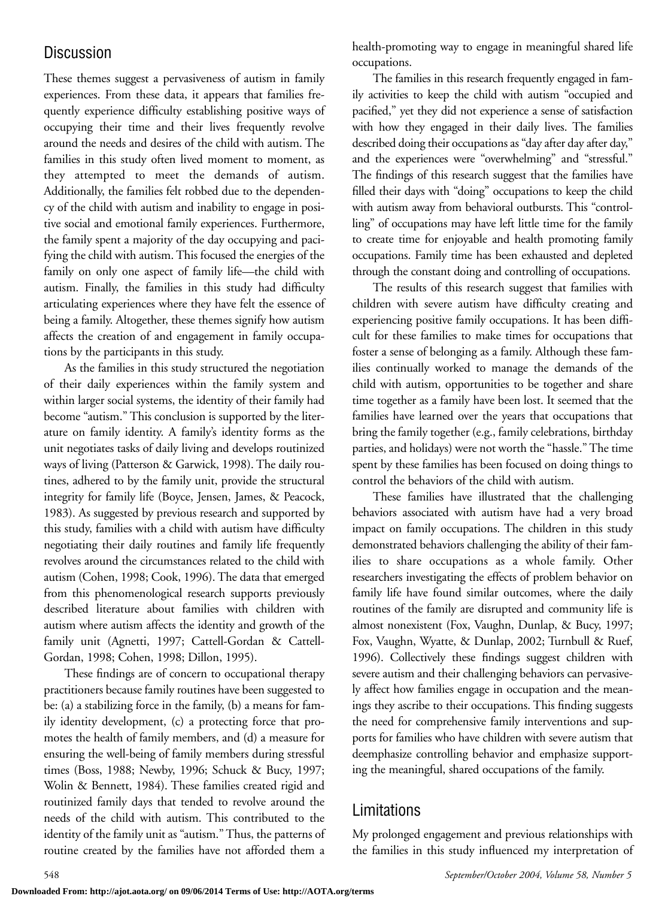## Discussion

These themes suggest a pervasiveness of autism in family experiences. From these data, it appears that families frequently experience difficulty establishing positive ways of occupying their time and their lives frequently revolve around the needs and desires of the child with autism. The families in this study often lived moment to moment, as they attempted to meet the demands of autism. Additionally, the families felt robbed due to the dependency of the child with autism and inability to engage in positive social and emotional family experiences. Furthermore, the family spent a majority of the day occupying and pacifying the child with autism. This focused the energies of the family on only one aspect of family life—the child with autism. Finally, the families in this study had difficulty articulating experiences where they have felt the essence of being a family. Altogether, these themes signify how autism affects the creation of and engagement in family occupations by the participants in this study.

As the families in this study structured the negotiation of their daily experiences within the family system and within larger social systems, the identity of their family had become "autism." This conclusion is supported by the literature on family identity. A family's identity forms as the unit negotiates tasks of daily living and develops routinized ways of living (Patterson & Garwick, 1998). The daily routines, adhered to by the family unit, provide the structural integrity for family life (Boyce, Jensen, James, & Peacock, 1983). As suggested by previous research and supported by this study, families with a child with autism have difficulty negotiating their daily routines and family life frequently revolves around the circumstances related to the child with autism (Cohen, 1998; Cook, 1996). The data that emerged from this phenomenological research supports previously described literature about families with children with autism where autism affects the identity and growth of the family unit (Agnetti, 1997; Cattell-Gordan & Cattell-Gordan, 1998; Cohen, 1998; Dillon, 1995).

These findings are of concern to occupational therapy practitioners because family routines have been suggested to be: (a) a stabilizing force in the family, (b) a means for family identity development, (c) a protecting force that promotes the health of family members, and (d) a measure for ensuring the well-being of family members during stressful times (Boss, 1988; Newby, 1996; Schuck & Bucy, 1997; Wolin & Bennett, 1984). These families created rigid and routinized family days that tended to revolve around the needs of the child with autism. This contributed to the identity of the family unit as "autism." Thus, the patterns of routine created by the families have not afforded them a health-promoting way to engage in meaningful shared life occupations.

The families in this research frequently engaged in family activities to keep the child with autism "occupied and pacified," yet they did not experience a sense of satisfaction with how they engaged in their daily lives. The families described doing their occupations as "day after day after day," and the experiences were "overwhelming" and "stressful." The findings of this research suggest that the families have filled their days with "doing" occupations to keep the child with autism away from behavioral outbursts. This "controlling" of occupations may have left little time for the family to create time for enjoyable and health promoting family occupations. Family time has been exhausted and depleted through the constant doing and controlling of occupations.

The results of this research suggest that families with children with severe autism have difficulty creating and experiencing positive family occupations. It has been difficult for these families to make times for occupations that foster a sense of belonging as a family. Although these families continually worked to manage the demands of the child with autism, opportunities to be together and share time together as a family have been lost. It seemed that the families have learned over the years that occupations that bring the family together (e.g., family celebrations, birthday parties, and holidays) were not worth the "hassle." The time spent by these families has been focused on doing things to control the behaviors of the child with autism.

These families have illustrated that the challenging behaviors associated with autism have had a very broad impact on family occupations. The children in this study demonstrated behaviors challenging the ability of their families to share occupations as a whole family. Other researchers investigating the effects of problem behavior on family life have found similar outcomes, where the daily routines of the family are disrupted and community life is almost nonexistent (Fox, Vaughn, Dunlap, & Bucy, 1997; Fox, Vaughn, Wyatte, & Dunlap, 2002; Turnbull & Ruef, 1996). Collectively these findings suggest children with severe autism and their challenging behaviors can pervasively affect how families engage in occupation and the meanings they ascribe to their occupations. This finding suggests the need for comprehensive family interventions and supports for families who have children with severe autism that deemphasize controlling behavior and emphasize supporting the meaningful, shared occupations of the family.

## Limitations

My prolonged engagement and previous relationships with the families in this study influenced my interpretation of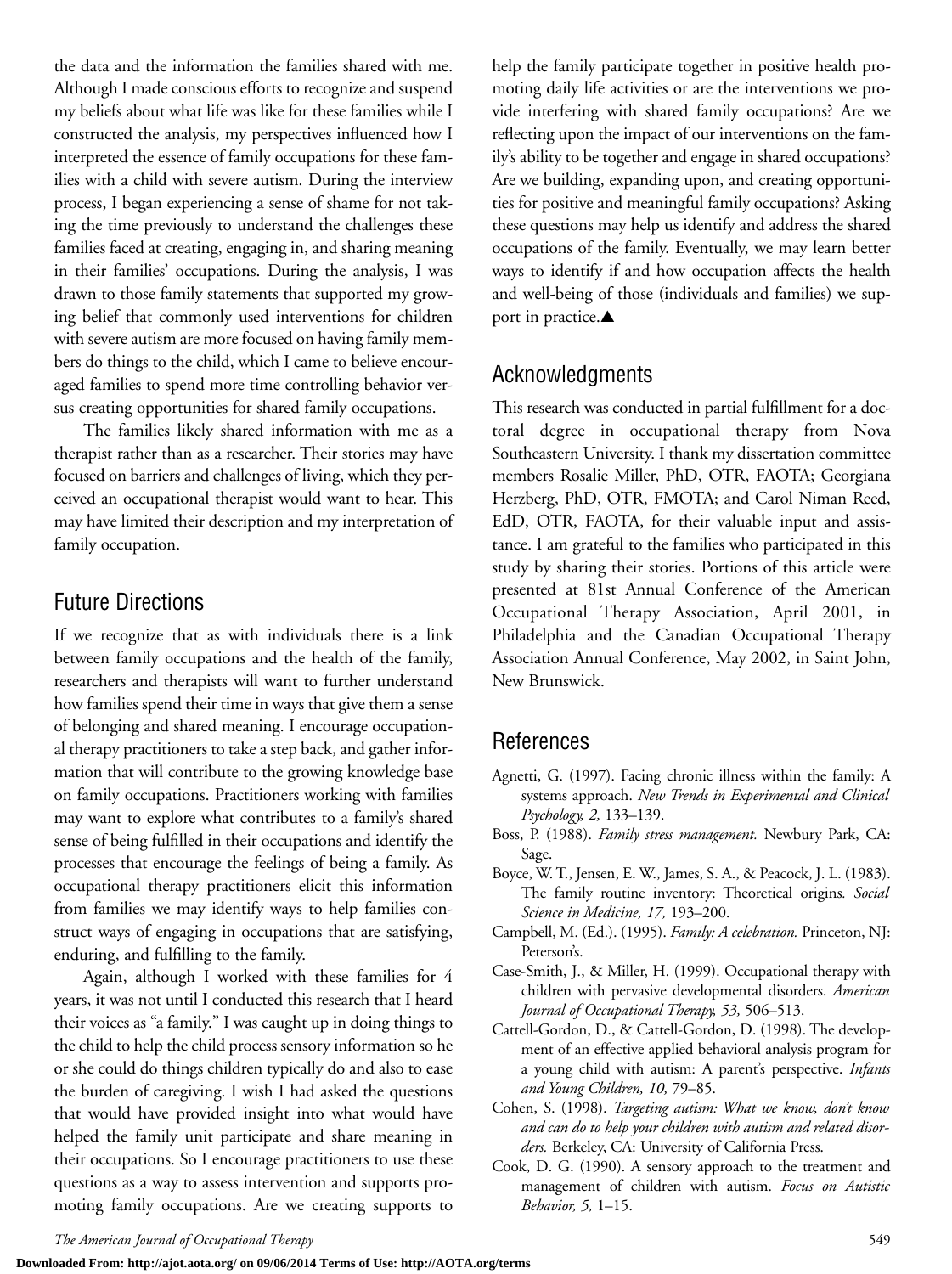the data and the information the families shared with me. Although I made conscious efforts to recognize and suspend my beliefs about what life was like for these families while I constructed the analysis, my perspectives influenced how I interpreted the essence of family occupations for these families with a child with severe autism. During the interview process, I began experiencing a sense of shame for not taking the time previously to understand the challenges these families faced at creating, engaging in, and sharing meaning in their families' occupations. During the analysis, I was drawn to those family statements that supported my growing belief that commonly used interventions for children with severe autism are more focused on having family members do things to the child, which I came to believe encouraged families to spend more time controlling behavior versus creating opportunities for shared family occupations.

The families likely shared information with me as a therapist rather than as a researcher. Their stories may have focused on barriers and challenges of living, which they perceived an occupational therapist would want to hear. This may have limited their description and my interpretation of family occupation.

## Future Directions

If we recognize that as with individuals there is a link between family occupations and the health of the family, researchers and therapists will want to further understand how families spend their time in ways that give them a sense of belonging and shared meaning. I encourage occupational therapy practitioners to take a step back, and gather information that will contribute to the growing knowledge base on family occupations. Practitioners working with families may want to explore what contributes to a family's shared sense of being fulfilled in their occupations and identify the processes that encourage the feelings of being a family. As occupational therapy practitioners elicit this information from families we may identify ways to help families construct ways of engaging in occupations that are satisfying, enduring, and fulfilling to the family.

Again, although I worked with these families for 4 years, it was not until I conducted this research that I heard their voices as "a family." I was caught up in doing things to the child to help the child process sensory information so he or she could do things children typically do and also to ease the burden of caregiving. I wish I had asked the questions that would have provided insight into what would have helped the family unit participate and share meaning in their occupations. So I encourage practitioners to use these questions as a way to assess intervention and supports promoting family occupations. Are we creating supports to help the family participate together in positive health promoting daily life activities or are the interventions we provide interfering with shared family occupations? Are we reflecting upon the impact of our interventions on the family's ability to be together and engage in shared occupations? Are we building, expanding upon, and creating opportunities for positive and meaningful family occupations? Asking these questions may help us identify and address the shared occupations of the family. Eventually, we may learn better ways to identify if and how occupation affects the health and well-being of those (individuals and families) we support in practice.▲

## Acknowledgments

This research was conducted in partial fulfillment for a doctoral degree in occupational therapy from Nova Southeastern University. I thank my dissertation committee members Rosalie Miller, PhD, OTR, FAOTA; Georgiana Herzberg, PhD, OTR, FMOTA; and Carol Niman Reed, EdD, OTR, FAOTA, for their valuable input and assistance. I am grateful to the families who participated in this study by sharing their stories. Portions of this article were presented at 81st Annual Conference of the American Occupational Therapy Association, April 2001, in Philadelphia and the Canadian Occupational Therapy Association Annual Conference, May 2002, in Saint John, New Brunswick.

## References

Agnetti, G. (1997). Facing chronic illness within the family: A systems approach. *New Trends in Experimental and Clinical Psychology, 2,* 133–139.

Boss, P. (1988). *Family stress management.* Newbury Park, CA: Sage.

Boyce, W. T., Jensen, E. W., James, S. A., & Peacock, J. L. (1983). The family routine inventory: Theoretical origins. *Social Science in Medicine, 17,* 193–200.

Campbell, M. (Ed.). (1995). *Family: A celebration.* Princeton, NJ: Peterson's.

Case-Smith, J., & Miller, H. (1999). Occupational therapy with children with pervasive developmental disorders. *American Journal of Occupational Therapy, 53,* 506–513.

Cattell-Gordon, D., & Cattell-Gordon, D. (1998). The development of an effective applied behavioral analysis program for a young child with autism: A parent's perspective. *Infants and Young Children, 10,* 79–85.

Cohen, S. (1998). *Targeting autism: What we know, don't know and can do to help your children with autism and related disorders.* Berkeley, CA: University of California Press.

Cook, D. G. (1990). A sensory approach to the treatment and management of children with autism. *Focus on Autistic Behavior, 5,* 1–15.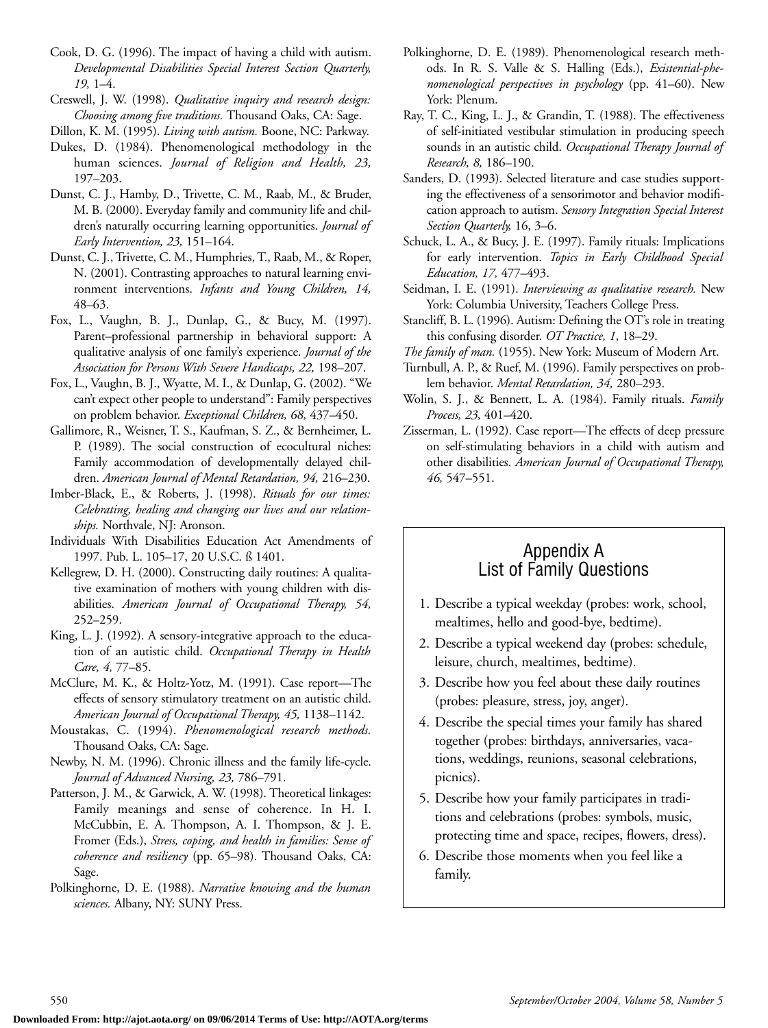Cook, D. G. (1996). The impact of having a child with autism. *Developmental Disabilities Special Interest Section Quarterly, 19,* 1–4.

Creswell, J. W. (1998). *Qualitative inquiry and research design: Choosing among five traditions.* Thousand Oaks, CA: Sage.

Dillon, K. M. (1995). *Living with autism.* Boone, NC: Parkway.

Dukes, D. (1984). Phenomenological methodology in the human sciences. *Journal of Religion and Health, 23,* 197–203.

Dunst, C. J., Hamby, D., Trivette, C. M., Raab, M., & Bruder, M. B. (2000). Everyday family and community life and children's naturally occurring learning opportunities. *Journal of Early Intervention, 23,* 151–164.

Dunst, C. J., Trivette, C. M., Humphries, T., Raab, M., & Roper, N. (2001). Contrasting approaches to natural learning environment interventions. *Infants and Young Children, 14,* 48–63.

Fox, L., Vaughn, B. J., Dunlap, G., & Bucy, M. (1997). Parent–professional partnership in behavioral support: A qualitative analysis of one family's experience. *Journal of the Association for Persons With Severe Handicaps, 22,* 198–207.

Fox, L., Vaughn, B. J., Wyatte, M. I., & Dunlap, G. (2002). "We can't expect other people to understand": Family perspectives on problem behavior. *Exceptional Children, 68,* 437–450.

Gallimore, R., Weisner, T. S., Kaufman, S. Z., & Bernheimer, L. P. (1989). The social construction of ecocultural niches: Family accommodation of developmentally delayed children. *American Journal of Mental Retardation, 94,* 216–230.

Imber-Black, E., & Roberts, J. (1998). *Rituals for our times: Celebrating, healing and changing our lives and our relationships.* Northvale, NJ: Aronson.

Individuals With Disabilities Education Act Amendments of 1997. Pub. L. 105–17, 20 U.S.C. ß 1401.

Kellegrew, D. H. (2000). Constructing daily routines: A qualitative examination of mothers with young children with disabilities. *American Journal of Occupational Therapy, 54,* 252–259.

King, L. J. (1992). A sensory-integrative approach to the education of an autistic child. *Occupational Therapy in Health Care, 4,* 77–85.

McClure, M. K., & Holtz-Yotz, M. (1991). Case report—The effects of sensory stimulatory treatment on an autistic child. *American Journal of Occupational Therapy, 45,* 1138–1142.

Moustakas, C. (1994). *Phenomenological research methods.* Thousand Oaks, CA: Sage.

Newby, N. M. (1996). Chronic illness and the family life-cycle. *Journal of Advanced Nursing, 23,* 786–791.

Patterson, J. M., & Garwick, A. W. (1998). Theoretical linkages: Family meanings and sense of coherence. In H. I. McCubbin, E. A. Thompson, A. I. Thompson, & J. E. Fromer (Eds.), *Stress, coping, and health in families: Sense of coherence and resiliency* (pp. 65–98). Thousand Oaks, CA: Sage.

Polkinghorne, D. E. (1988). *Narrative knowing and the human sciences.* Albany, NY: SUNY Press.

Polkinghorne, D. E. (1989). Phenomenological research methods. In R. S. Valle & S. Halling (Eds.), *Existential-phenomenological perspectives in psychology* (pp. 41–60). New York: Plenum.

Ray, T. C., King, L. J., & Grandin, T. (1988). The effectiveness of self-initiated vestibular stimulation in producing speech sounds in an autistic child. *Occupational Therapy Journal of Research, 8,* 186–190.

Sanders, D. (1993). Selected literature and case studies supporting the effectiveness of a sensorimotor and behavior modification approach to autism. *Sensory Integration Special Interest Section Quarterly,* 16, 3–6.

Schuck, L. A., & Bucy, J. E. (1997). Family rituals: Implications for early intervention. *Topics in Early Childhood Special Education, 17,* 477–493.

Seidman, I. E. (1991). *Interviewing as qualitative research.* New York: Columbia University, Teachers College Press.

Stancliff, B. L. (1996). Autism: Defining the OT's role in treating this confusing disorder. *OT Practice, 1*, 18–29.

*The family of man.* (1955). New York: Museum of Modern Art.

Turnbull, A. P., & Ruef, M. (1996). Family perspectives on problem behavior. *Mental Retardation, 34,* 280–293.

Wolin, S. J., & Bennett, L. A. (1984). Family rituals. *Family Process, 23,* 401–420.

Zisserman, L. (1992). Case report—The effects of deep pressure on self-stimulating behaviors in a child with autism and other disabilities. *American Journal of Occupational Therapy, 46,* 547–551.

## Appendix A
## List of Family Questions

1. Describe a typical weekday (probes: work, school, mealtimes, hello and good-bye, bedtime).
2. Describe a typical weekend day (probes: schedule, leisure, church, mealtimes, bedtime).
3. Describe how you feel about these daily routines (probes: pleasure, stress, joy, anger).
4. Describe the special times your family has shared together (probes: birthdays, anniversaries, vacations, weddings, reunions, seasonal celebrations, picnics).
5. Describe how your family participates in traditions and celebrations (probes: symbols, music, protecting time and space, recipes, flowers, dress).
6. Describe those moments when you feel like a family.